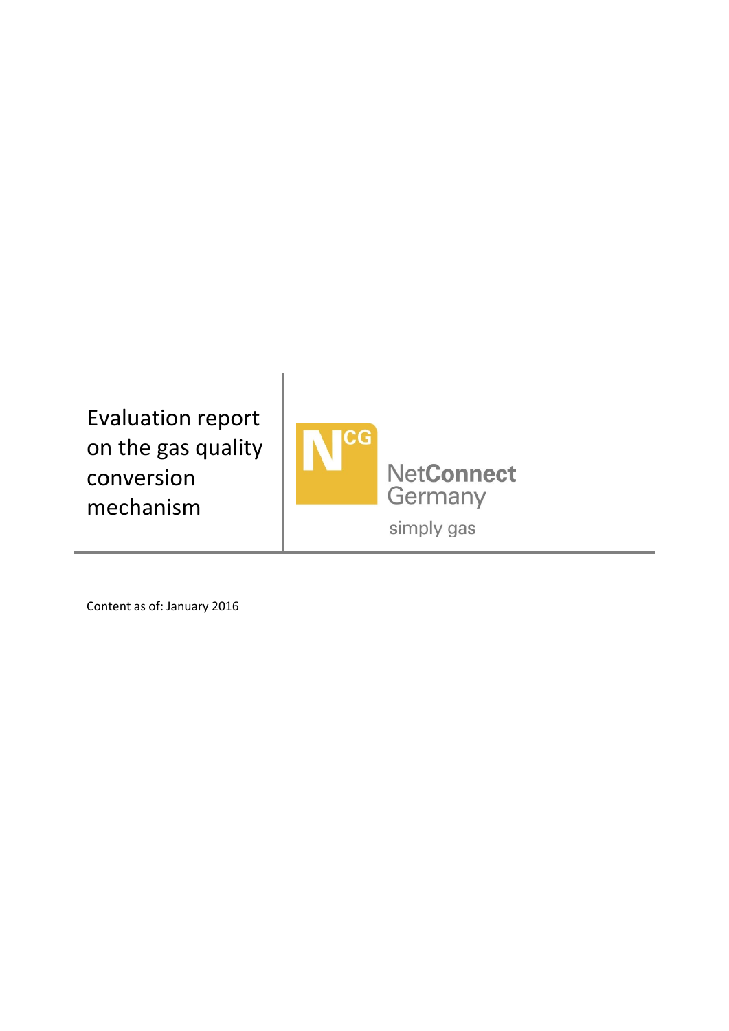# Evaluation report on the gas quality conversion mechanism

NetConnect Germany

simply gas

Content as of: January 2016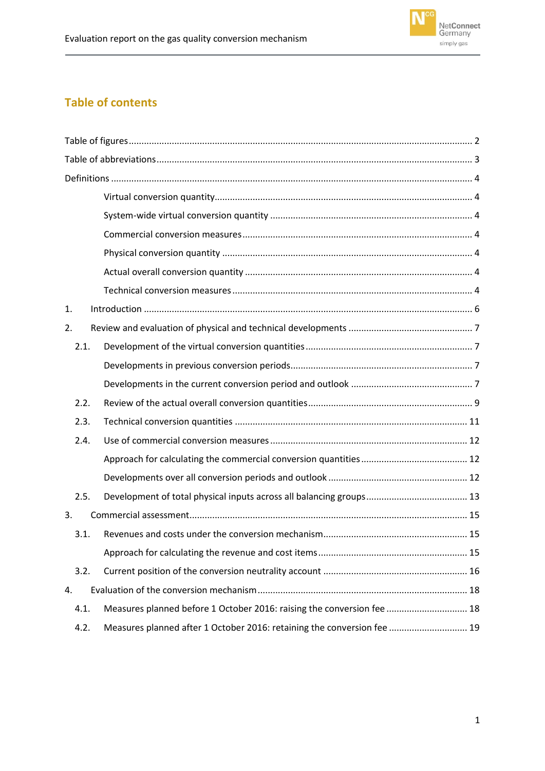# Table of contents

- Table of figures ... 2
- Table of abbreviations ... 3
- Definitions ... 4
    - Virtual conversion quantity ... 4
    - System-wide virtual conversion quantity ... 4
    - Commercial conversion measures ... 4
    - Physical conversion quantity ... 4
    - Actual overall conversion quantity ... 4
    - Technical conversion measures ... 4
- 1. Introduction ... 6
- 2. Review and evaluation of physical and technical developments ... 7
    - 2.1. Development of the virtual conversion quantities ... 7
        - Developments in previous conversion periods ... 7
        - Developments in the current conversion period and outlook ... 7
    - 2.2. Review of the actual overall conversion quantities ... 9
    - 2.3. Technical conversion quantities ... 11
    - 2.4. Use of commercial conversion measures ... 12
        - Approach for calculating the commercial conversion quantities ... 12
        - Developments over all conversion periods and outlook ... 12
    - 2.5. Development of total physical inputs across all balancing groups ... 13
- 3. Commercial assessment ... 15
    - 3.1. Revenues and costs under the conversion mechanism ... 15
        - Approach for calculating the revenue and cost items ... 15
    - 3.2. Current position of the conversion neutrality account ... 16
- 4. Evaluation of the conversion mechanism ... 18
    - 4.1. Measures planned before 1 October 2016: raising the conversion fee ... 18
    - 4.2. Measures planned after 1 October 2016: retaining the conversion fee ... 19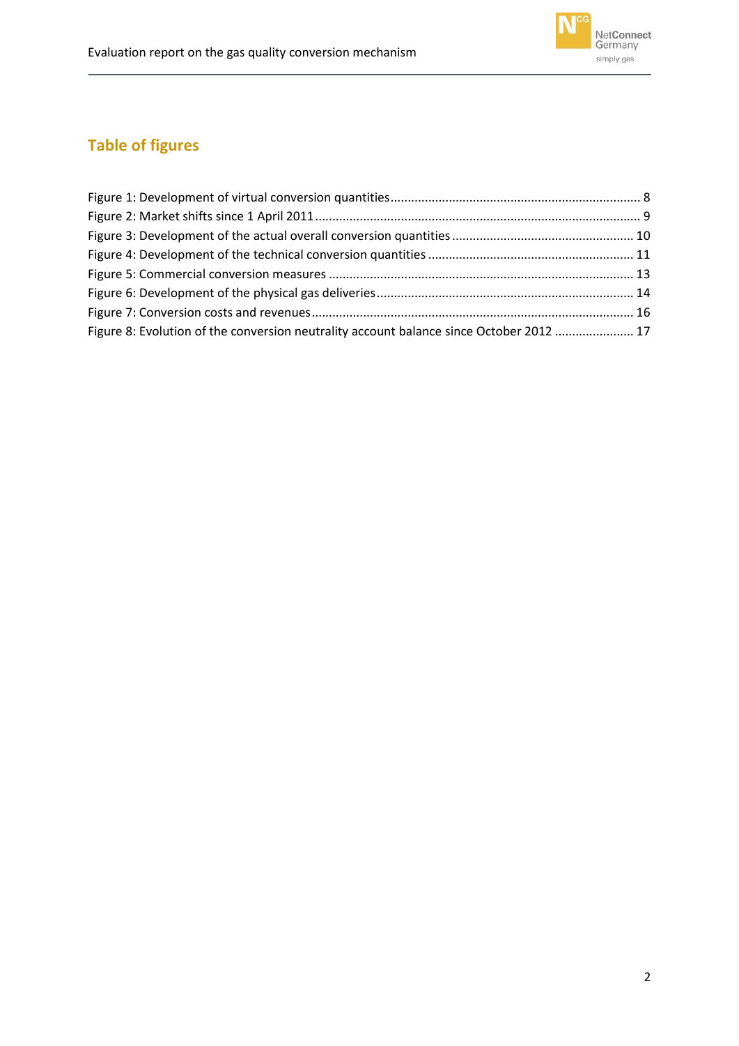## Table of figures

Figure 1: Development of virtual conversion quantities ........ 8
Figure 2: Market shifts since 1 April 2011 ........ 9
Figure 3: Development of the actual overall conversion quantities ........ 10
Figure 4: Development of the technical conversion quantities ........ 11
Figure 5: Commercial conversion measures ........ 13
Figure 6: Development of the physical gas deliveries ........ 14
Figure 7: Conversion costs and revenues ........ 16
Figure 8: Evolution of the conversion neutrality account balance since October 2012 ........ 17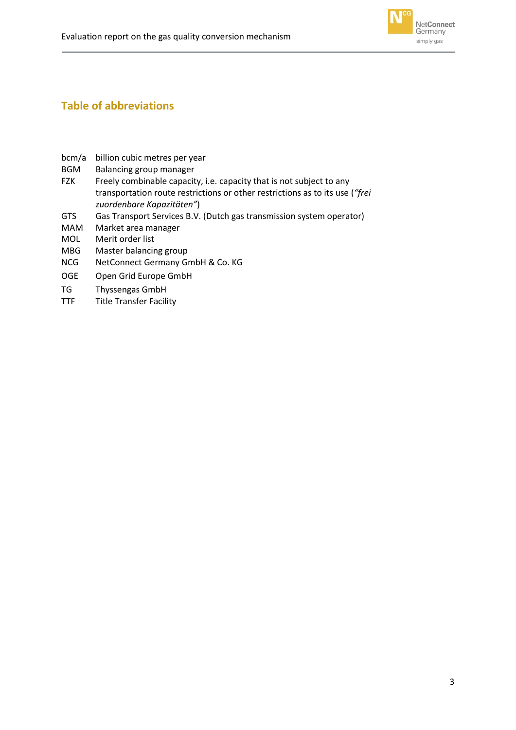## Table of abbreviations

| | |
|---|---|
| bcm/a | billion cubic metres per year |
| BGM | Balancing group manager |
| FZK | Freely combinable capacity, i.e. capacity that is not subject to any transportation route restrictions or other restrictions as to its use (*"frei zuordenbare Kapazitäten"*) |
| GTS | Gas Transport Services B.V. (Dutch gas transmission system operator) |
| MAM | Market area manager |
| MOL | Merit order list |
| MBG | Master balancing group |
| NCG | NetConnect Germany GmbH & Co. KG |
| OGE | Open Grid Europe GmbH |
| TG | Thyssengas GmbH |
| TTF | Title Transfer Facility |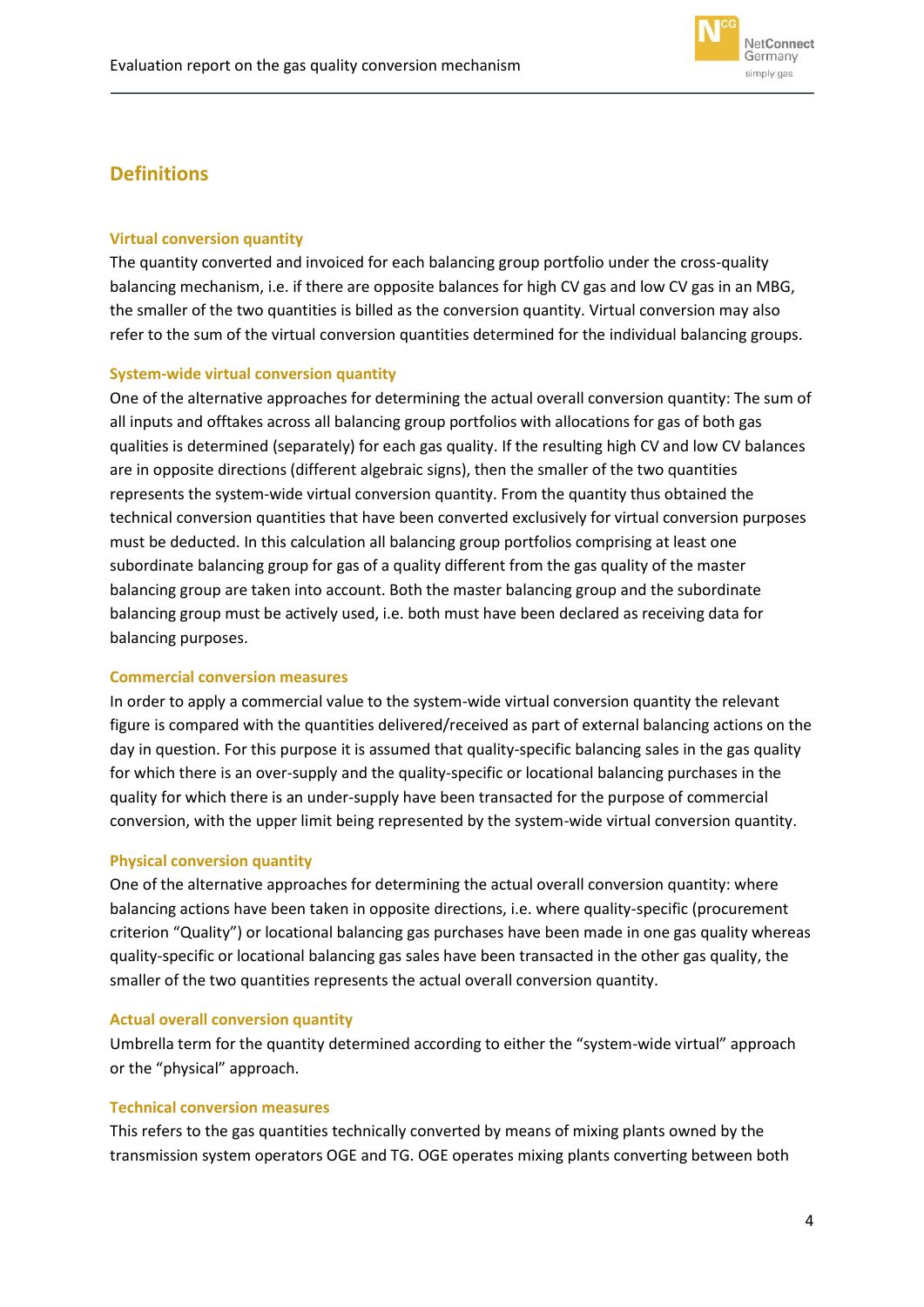## Definitions

### Virtual conversion quantity

The quantity converted and invoiced for each balancing group portfolio under the cross-quality balancing mechanism, i.e. if there are opposite balances for high CV gas and low CV gas in an MBG, the smaller of the two quantities is billed as the conversion quantity. Virtual conversion may also refer to the sum of the virtual conversion quantities determined for the individual balancing groups.

### System-wide virtual conversion quantity

One of the alternative approaches for determining the actual overall conversion quantity: The sum of all inputs and offtakes across all balancing group portfolios with allocations for gas of both gas qualities is determined (separately) for each gas quality. If the resulting high CV and low CV balances are in opposite directions (different algebraic signs), then the smaller of the two quantities represents the system-wide virtual conversion quantity. From the quantity thus obtained the technical conversion quantities that have been converted exclusively for virtual conversion purposes must be deducted. In this calculation all balancing group portfolios comprising at least one subordinate balancing group for gas of a quality different from the gas quality of the master balancing group are taken into account. Both the master balancing group and the subordinate balancing group must be actively used, i.e. both must have been declared as receiving data for balancing purposes.

### Commercial conversion measures

In order to apply a commercial value to the system-wide virtual conversion quantity the relevant figure is compared with the quantities delivered/received as part of external balancing actions on the day in question. For this purpose it is assumed that quality-specific balancing sales in the gas quality for which there is an over-supply and the quality-specific or locational balancing purchases in the quality for which there is an under-supply have been transacted for the purpose of commercial conversion, with the upper limit being represented by the system-wide virtual conversion quantity.

### Physical conversion quantity

One of the alternative approaches for determining the actual overall conversion quantity: where balancing actions have been taken in opposite directions, i.e. where quality-specific (procurement criterion "Quality") or locational balancing gas purchases have been made in one gas quality whereas quality-specific or locational balancing gas sales have been transacted in the other gas quality, the smaller of the two quantities represents the actual overall conversion quantity.

### Actual overall conversion quantity

Umbrella term for the quantity determined according to either the "system-wide virtual" approach or the "physical" approach.

### Technical conversion measures

This refers to the gas quantities technically converted by means of mixing plants owned by the transmission system operators OGE and TG. OGE operates mixing plants converting between both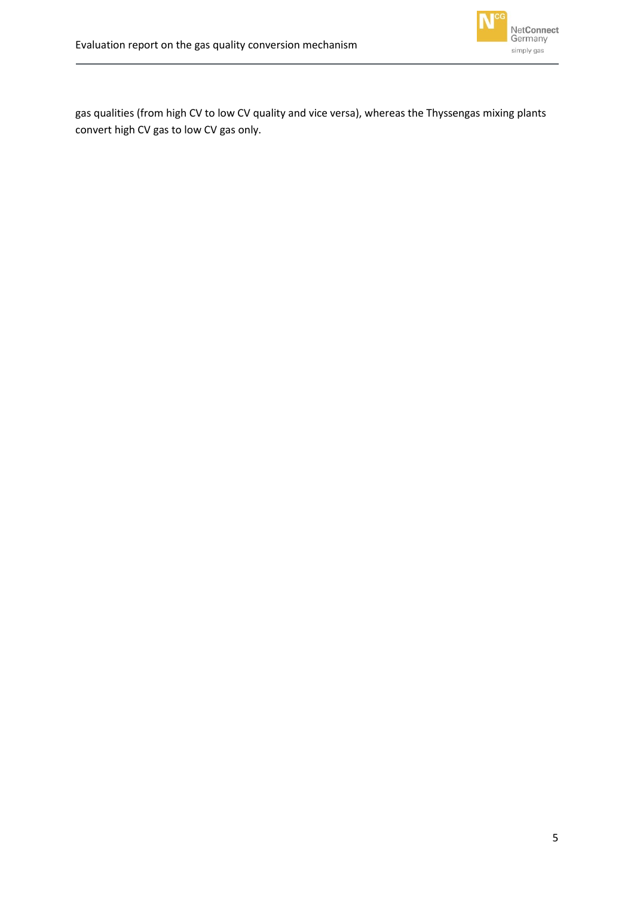gas qualities (from high CV to low CV quality and vice versa), whereas the Thyssengas mixing plants convert high CV gas to low CV gas only.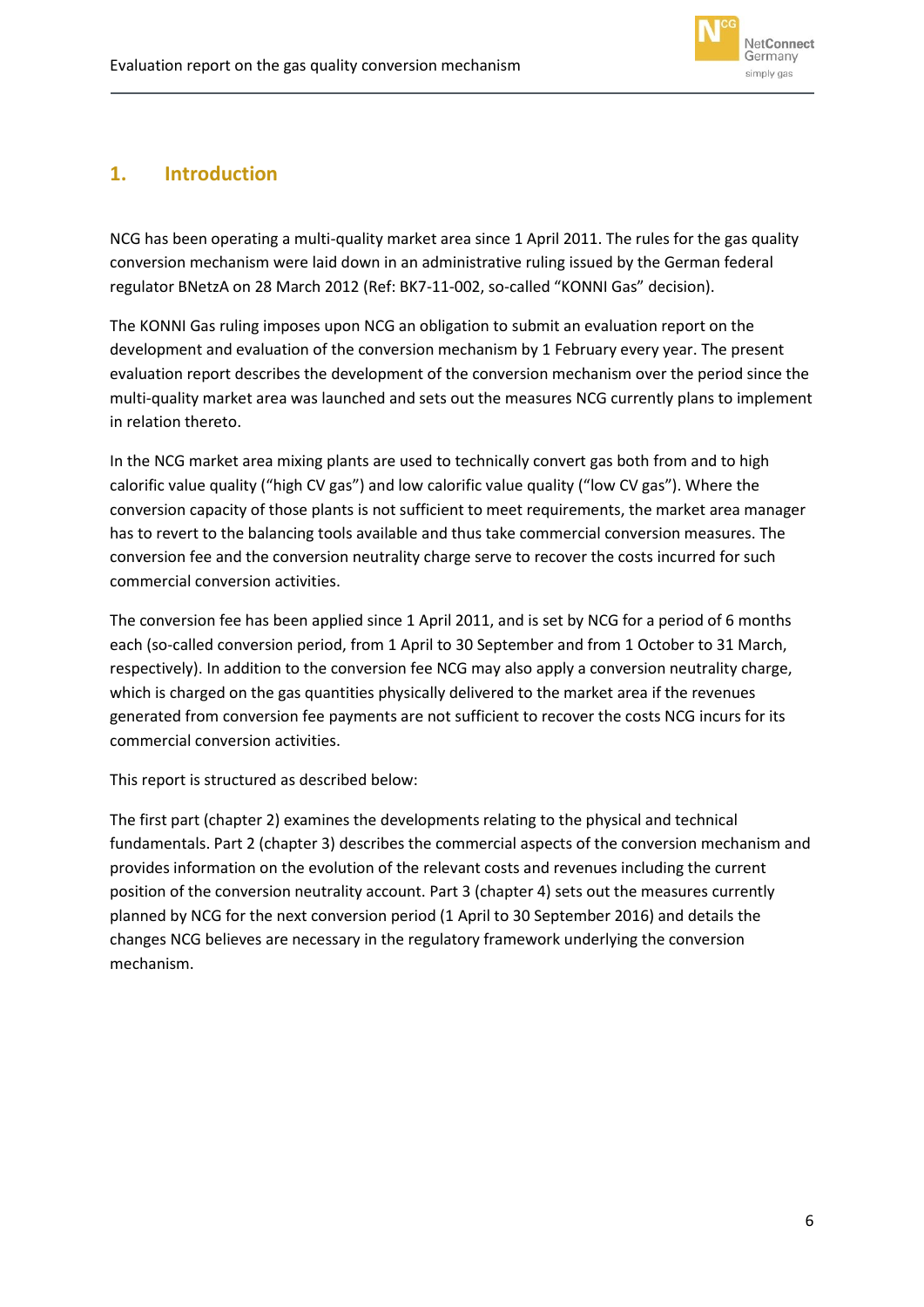# 1. Introduction

NCG has been operating a multi-quality market area since 1 April 2011. The rules for the gas quality conversion mechanism were laid down in an administrative ruling issued by the German federal regulator BNetzA on 28 March 2012 (Ref: BK7-11-002, so-called "KONNI Gas" decision).

The KONNI Gas ruling imposes upon NCG an obligation to submit an evaluation report on the development and evaluation of the conversion mechanism by 1 February every year. The present evaluation report describes the development of the conversion mechanism over the period since the multi-quality market area was launched and sets out the measures NCG currently plans to implement in relation thereto.

In the NCG market area mixing plants are used to technically convert gas both from and to high calorific value quality ("high CV gas") and low calorific value quality ("low CV gas"). Where the conversion capacity of those plants is not sufficient to meet requirements, the market area manager has to revert to the balancing tools available and thus take commercial conversion measures. The conversion fee and the conversion neutrality charge serve to recover the costs incurred for such commercial conversion activities.

The conversion fee has been applied since 1 April 2011, and is set by NCG for a period of 6 months each (so-called conversion period, from 1 April to 30 September and from 1 October to 31 March, respectively). In addition to the conversion fee NCG may also apply a conversion neutrality charge, which is charged on the gas quantities physically delivered to the market area if the revenues generated from conversion fee payments are not sufficient to recover the costs NCG incurs for its commercial conversion activities.

This report is structured as described below:

The first part (chapter 2) examines the developments relating to the physical and technical fundamentals. Part 2 (chapter 3) describes the commercial aspects of the conversion mechanism and provides information on the evolution of the relevant costs and revenues including the current position of the conversion neutrality account. Part 3 (chapter 4) sets out the measures currently planned by NCG for the next conversion period (1 April to 30 September 2016) and details the changes NCG believes are necessary in the regulatory framework underlying the conversion mechanism.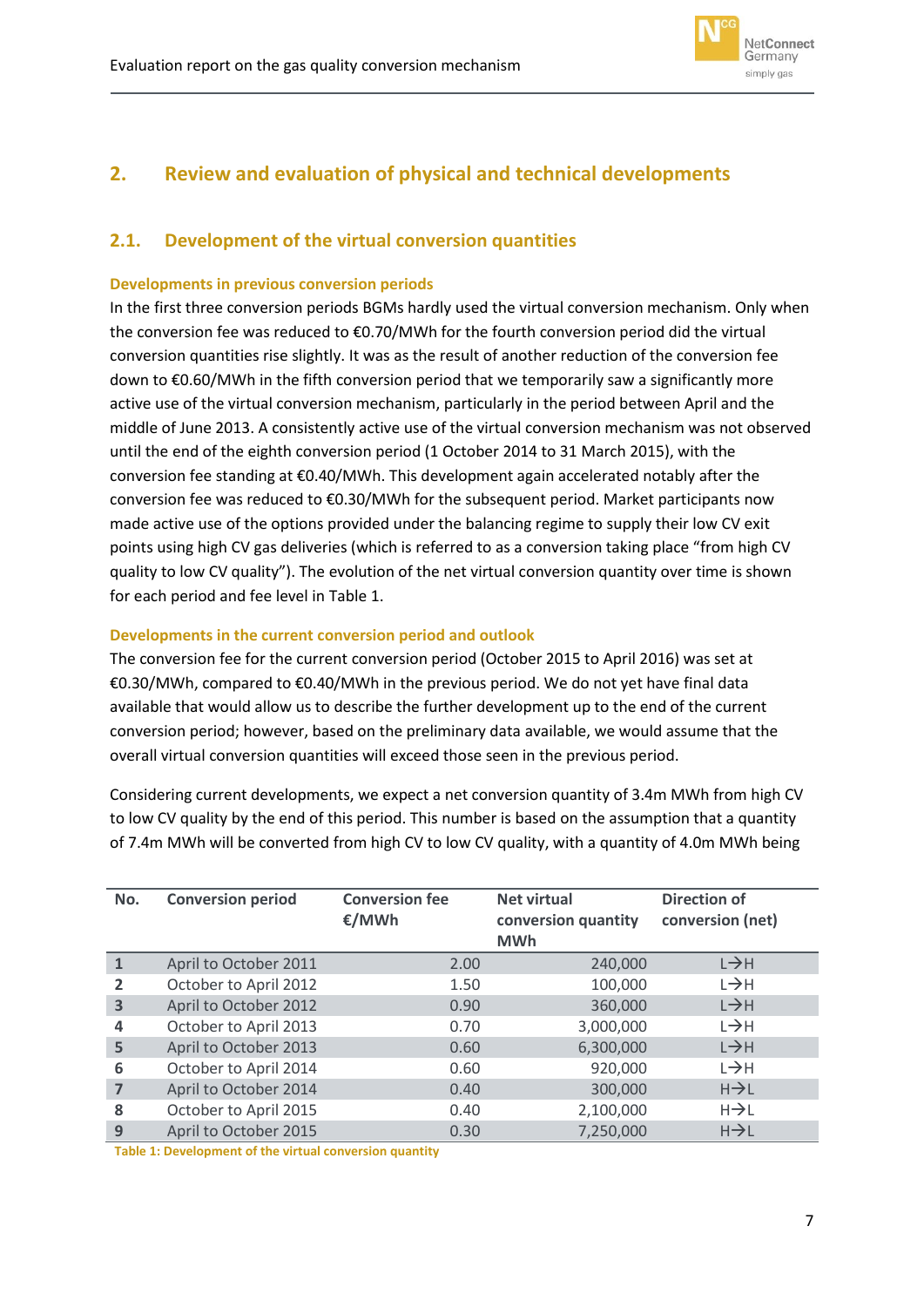## 2. Review and evaluation of physical and technical developments

### 2.1. Development of the virtual conversion quantities

**Developments in previous conversion periods**

In the first three conversion periods BGMs hardly used the virtual conversion mechanism. Only when the conversion fee was reduced to €0.70/MWh for the fourth conversion period did the virtual conversion quantities rise slightly. It was as the result of another reduction of the conversion fee down to €0.60/MWh in the fifth conversion period that we temporarily saw a significantly more active use of the virtual conversion mechanism, particularly in the period between April and the middle of June 2013. A consistently active use of the virtual conversion mechanism was not observed until the end of the eighth conversion period (1 October 2014 to 31 March 2015), with the conversion fee standing at €0.40/MWh. This development again accelerated notably after the conversion fee was reduced to €0.30/MWh for the subsequent period. Market participants now made active use of the options provided under the balancing regime to supply their low CV exit points using high CV gas deliveries (which is referred to as a conversion taking place "from high CV quality to low CV quality"). The evolution of the net virtual conversion quantity over time is shown for each period and fee level in Table 1.

**Developments in the current conversion period and outlook**

The conversion fee for the current conversion period (October 2015 to April 2016) was set at €0.30/MWh, compared to €0.40/MWh in the previous period. We do not yet have final data available that would allow us to describe the further development up to the end of the current conversion period; however, based on the preliminary data available, we would assume that the overall virtual conversion quantities will exceed those seen in the previous period.

Considering current developments, we expect a net conversion quantity of 3.4m MWh from high CV to low CV quality by the end of this period. This number is based on the assumption that a quantity of 7.4m MWh will be converted from high CV to low CV quality, with a quantity of 4.0m MWh being

| No. | Conversion period | Conversion fee €/MWh | Net virtual conversion quantity MWh | Direction of conversion (net) |
|---|---|---|---|---|
| 1 | April to October 2011 | 2.00 | 240,000 | L→H |
| 2 | October to April 2012 | 1.50 | 100,000 | L→H |
| 3 | April to October 2012 | 0.90 | 360,000 | L→H |
| 4 | October to April 2013 | 0.70 | 3,000,000 | L→H |
| 5 | April to October 2013 | 0.60 | 6,300,000 | L→H |
| 6 | October to April 2014 | 0.60 | 920,000 | L→H |
| 7 | April to October 2014 | 0.40 | 300,000 | H→L |
| 8 | October to April 2015 | 0.40 | 2,100,000 | H→L |
| 9 | April to October 2015 | 0.30 | 7,250,000 | H→L |

Table 1: Development of the virtual conversion quantity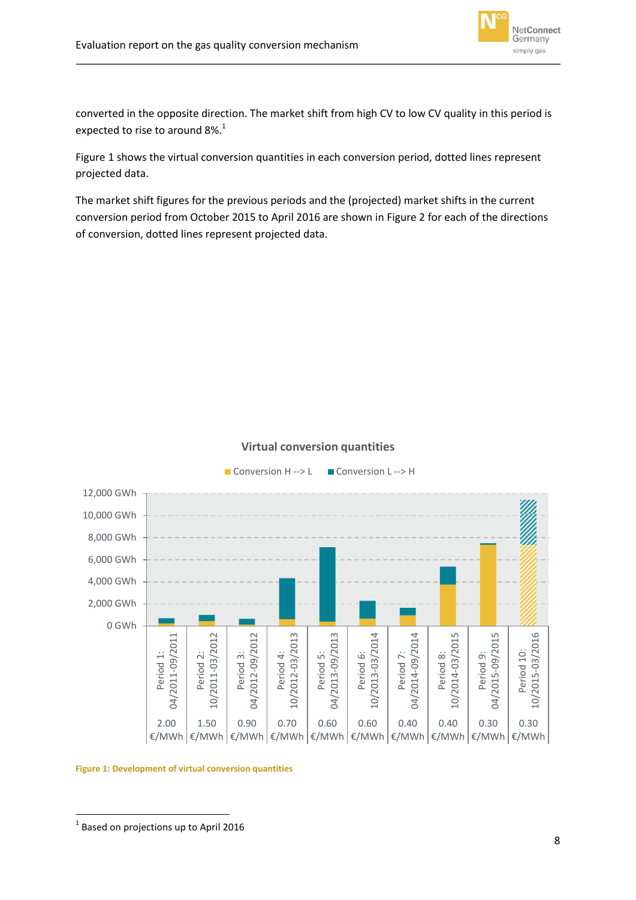converted in the opposite direction. The market shift from high CV to low CV quality in this period is expected to rise to around 8%.[1]

Figure 1 shows the virtual conversion quantities in each conversion period, dotted lines represent projected data.

The market shift figures for the previous periods and the (projected) market shifts in the current conversion period from October 2015 to April 2016 are shown in Figure 2 for each of the directions of conversion, dotted lines represent projected data.

Figure 1: Development of virtual conversion quantities

[1] Based on projections up to April 2016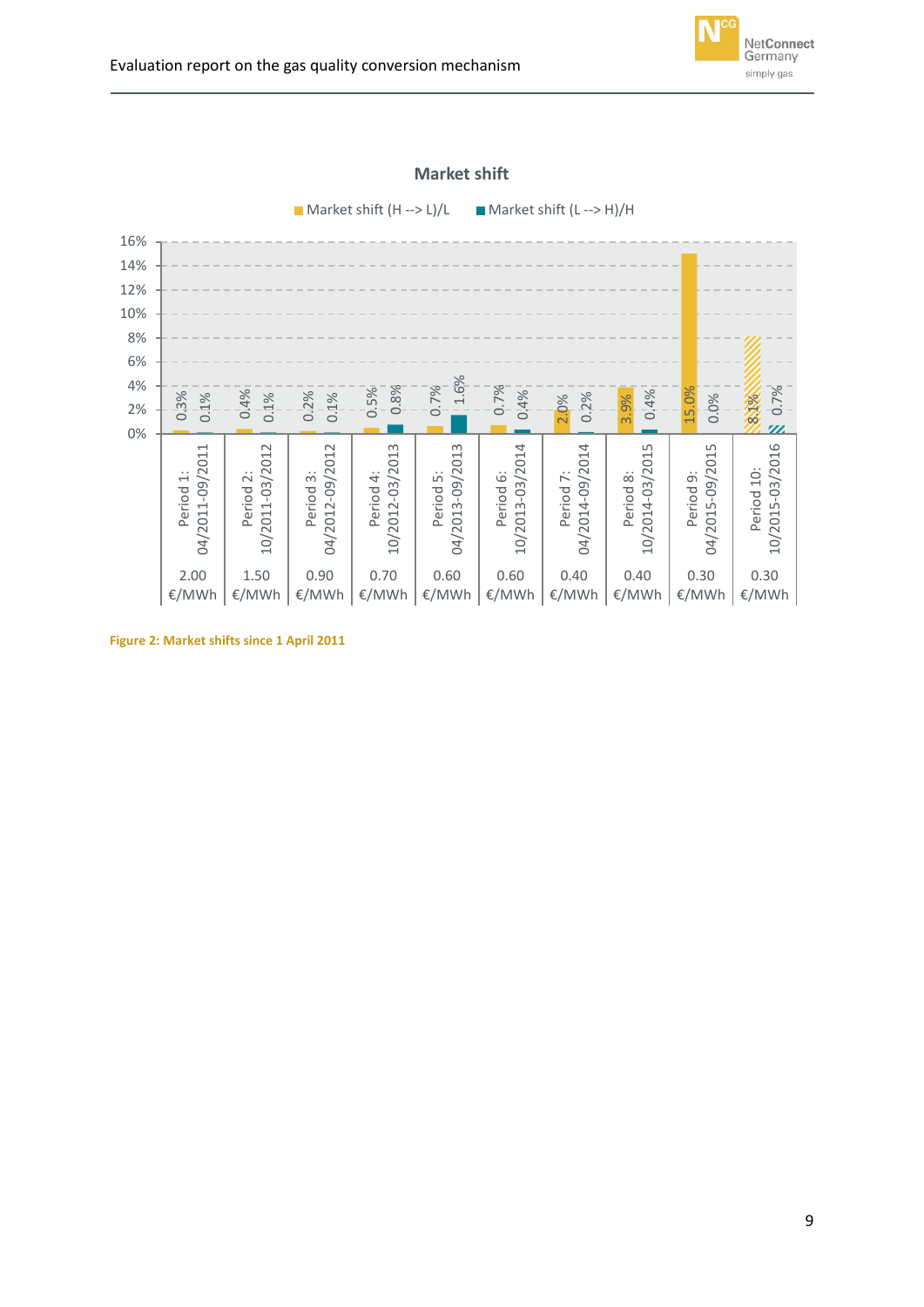**Market shift**

■ Market shift (H --> L)/L ■ Market shift (L --> H)/H

| Period | Market shift (H --> L)/L | Market shift (L --> H)/H | Price |
|---|---|---|---|
| Period 1: 04/2011-09/2011 | 0.3% | 0.1% | 2.00 €/MWh |
| Period 2: 10/2011-03/2012 | 0.4% | 0.1% | 1.50 €/MWh |
| Period 3: 04/2012-09/2012 | 0.2% | 0.1% | 0.90 €/MWh |
| Period 4: 10/2012-03/2013 | 0.5% | 0.8% | 0.70 €/MWh |
| Period 5: 04/2013-09/2013 | 0.7% | 1.6% | 0.60 €/MWh |
| Period 6: 10/2013-03/2014 | 0.7% | 0.4% | 0.60 €/MWh |
| Period 7: 04/2014-09/2014 | 2.0% | 0.2% | 0.40 €/MWh |
| Period 8: 10/2014-03/2015 | 3.9% | 0.4% | 0.40 €/MWh |
| Period 9: 04/2015-09/2015 | 15.0% | 0.0% | 0.30 €/MWh |
| Period 10: 10/2015-03/2016 | 8.1% | 0.7% | 0.30 €/MWh |

**Figure 2: Market shifts since 1 April 2011**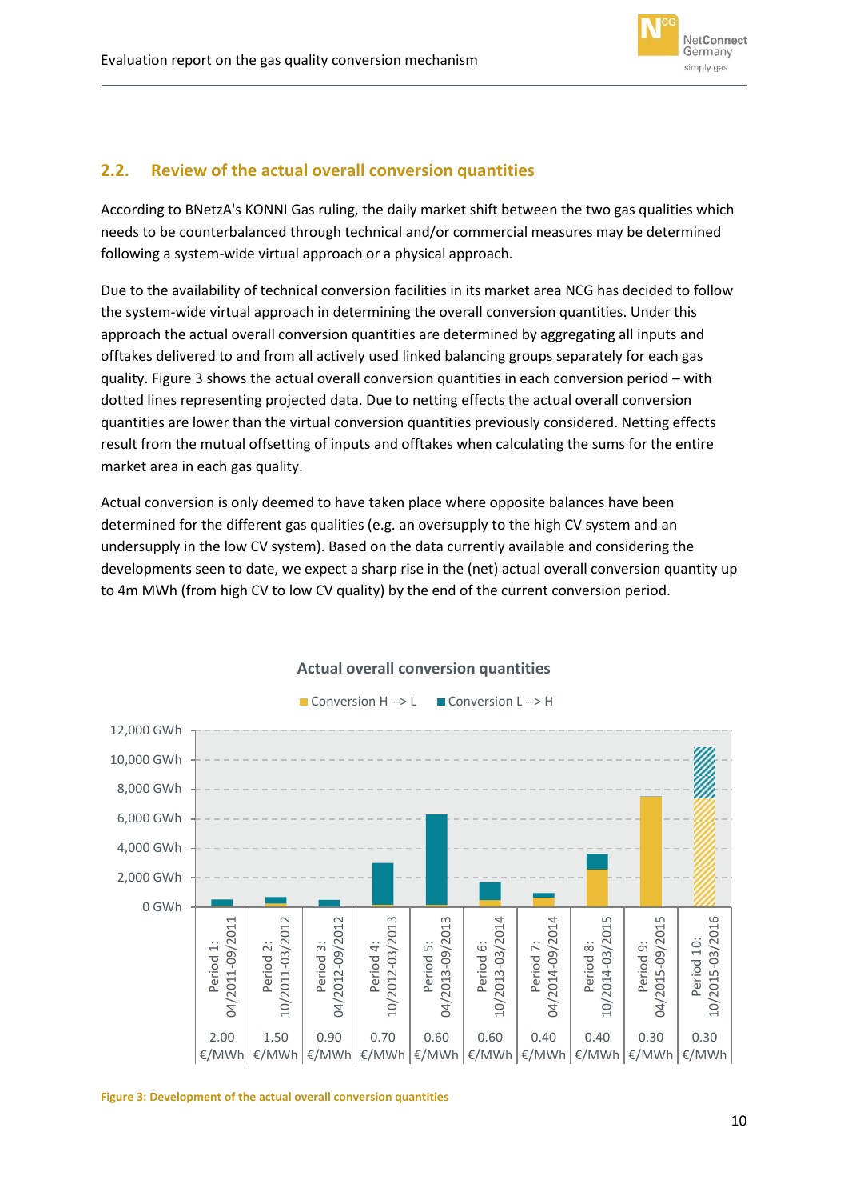## 2.2. Review of the actual overall conversion quantities

According to BNetzA's KONNI Gas ruling, the daily market shift between the two gas qualities which needs to be counterbalanced through technical and/or commercial measures may be determined following a system-wide virtual approach or a physical approach.

Due to the availability of technical conversion facilities in its market area NCG has decided to follow the system-wide virtual approach in determining the overall conversion quantities. Under this approach the actual overall conversion quantities are determined by aggregating all inputs and offtakes delivered to and from all actively used linked balancing groups separately for each gas quality. Figure 3 shows the actual overall conversion quantities in each conversion period – with dotted lines representing projected data. Due to netting effects the actual overall conversion quantities are lower than the virtual conversion quantities previously considered. Netting effects result from the mutual offsetting of inputs and offtakes when calculating the sums for the entire market area in each gas quality.

Actual conversion is only deemed to have taken place where opposite balances have been determined for the different gas qualities (e.g. an oversupply to the high CV system and an undersupply in the low CV system). Based on the data currently available and considering the developments seen to date, we expect a sharp rise in the (net) actual overall conversion quantity up to 4m MWh (from high CV to low CV quality) by the end of the current conversion period.

**Actual overall conversion quantities**

Conversion H --> L | Conversion L --> H

| Period | Conversion fee |
|---|---|
| Period 1: 04/2011-09/2011 | 2.00 €/MWh |
| Period 2: 10/2011-03/2012 | 1.50 €/MWh |
| Period 3: 04/2012-09/2012 | 0.90 €/MWh |
| Period 4: 10/2012-03/2013 | 0.70 €/MWh |
| Period 5: 04/2013-09/2013 | 0.60 €/MWh |
| Period 6: 10/2013-03/2014 | 0.60 €/MWh |
| Period 7: 04/2014-09/2014 | 0.40 €/MWh |
| Period 8: 10/2014-03/2015 | 0.40 €/MWh |
| Period 9: 04/2015-09/2015 | 0.30 €/MWh |
| Period 10: 10/2015-03/2016 | 0.30 €/MWh |

Figure 3: Development of the actual overall conversion quantities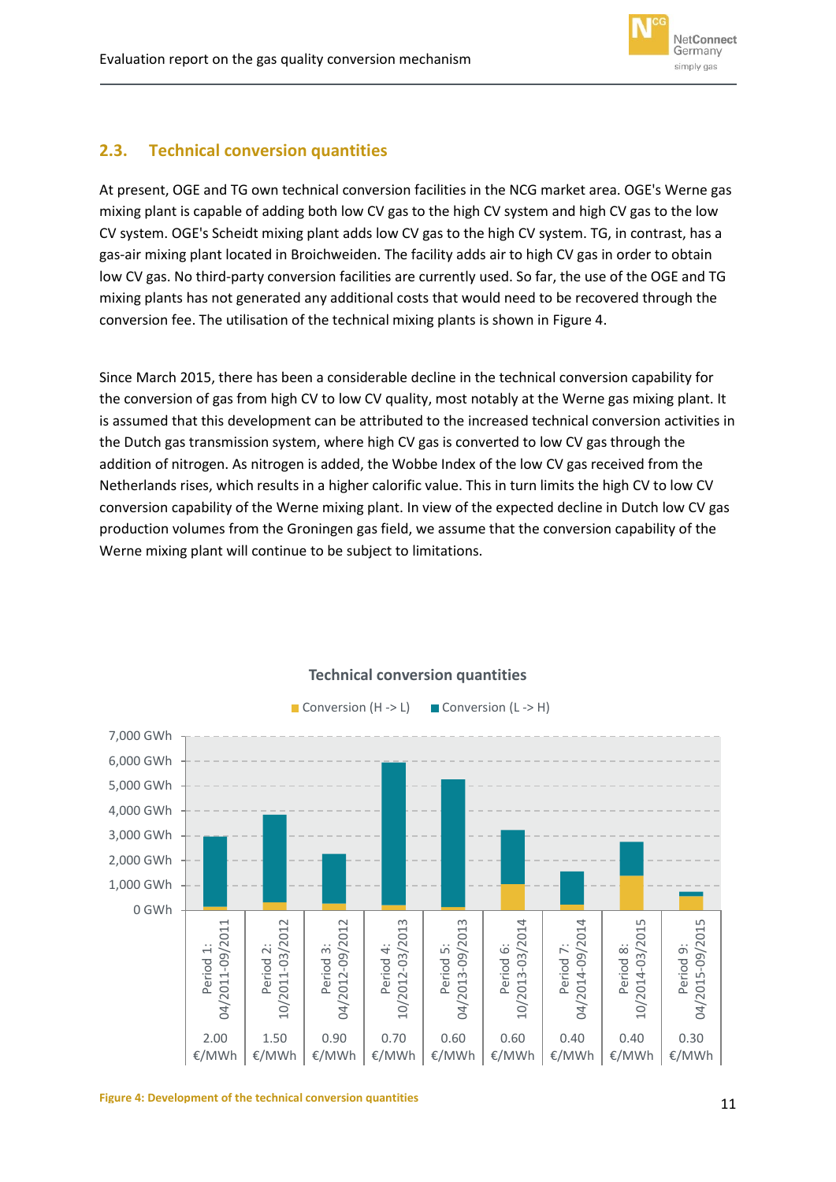## 2.3. Technical conversion quantities

At present, OGE and TG own technical conversion facilities in the NCG market area. OGE's Werne gas mixing plant is capable of adding both low CV gas to the high CV system and high CV gas to the low CV system. OGE's Scheidt mixing plant adds low CV gas to the high CV system. TG, in contrast, has a gas-air mixing plant located in Broichweiden. The facility adds air to high CV gas in order to obtain low CV gas. No third-party conversion facilities are currently used. So far, the use of the OGE and TG mixing plants has not generated any additional costs that would need to be recovered through the conversion fee. The utilisation of the technical mixing plants is shown in Figure 4.

Since March 2015, there has been a considerable decline in the technical conversion capability for the conversion of gas from high CV to low CV quality, most notably at the Werne gas mixing plant. It is assumed that this development can be attributed to the increased technical conversion activities in the Dutch gas transmission system, where high CV gas is converted to low CV gas through the addition of nitrogen. As nitrogen is added, the Wobbe Index of the low CV gas received from the Netherlands rises, which results in a higher calorific value. This in turn limits the high CV to low CV conversion capability of the Werne mixing plant. In view of the expected decline in Dutch low CV gas production volumes from the Groningen gas field, we assume that the conversion capability of the Werne mixing plant will continue to be subject to limitations.

**Technical conversion quantities**

Conversion (H -> L) | Conversion (L -> H)

| Period | Conversion fee |
|---|---|
| Period 1: 04/2011-09/2011 | 2.00 €/MWh |
| Period 2: 10/2011-03/2012 | 1.50 €/MWh |
| Period 3: 04/2012-09/2012 | 0.90 €/MWh |
| Period 4: 10/2012-03/2013 | 0.70 €/MWh |
| Period 5: 04/2013-09/2013 | 0.60 €/MWh |
| Period 6: 10/2013-03/2014 | 0.60 €/MWh |
| Period 7: 04/2014-09/2014 | 0.40 €/MWh |
| Period 8: 10/2014-03/2015 | 0.40 €/MWh |
| Period 9: 04/2015-09/2015 | 0.30 €/MWh |

Figure 4: Development of the technical conversion quantities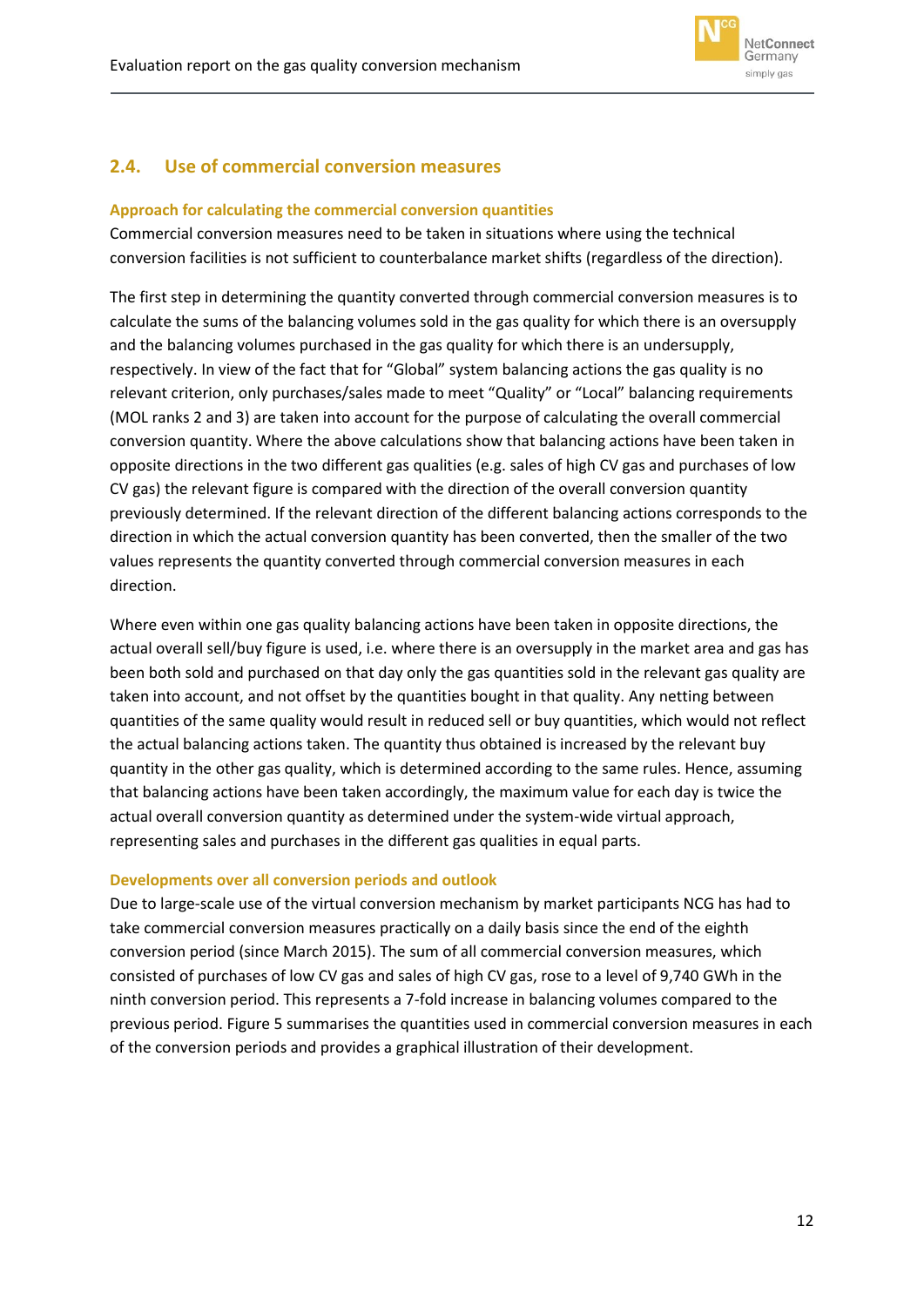## 2.4. Use of commercial conversion measures

### Approach for calculating the commercial conversion quantities

Commercial conversion measures need to be taken in situations where using the technical conversion facilities is not sufficient to counterbalance market shifts (regardless of the direction).

The first step in determining the quantity converted through commercial conversion measures is to calculate the sums of the balancing volumes sold in the gas quality for which there is an oversupply and the balancing volumes purchased in the gas quality for which there is an undersupply, respectively. In view of the fact that for "Global" system balancing actions the gas quality is no relevant criterion, only purchases/sales made to meet "Quality" or "Local" balancing requirements (MOL ranks 2 and 3) are taken into account for the purpose of calculating the overall commercial conversion quantity. Where the above calculations show that balancing actions have been taken in opposite directions in the two different gas qualities (e.g. sales of high CV gas and purchases of low CV gas) the relevant figure is compared with the direction of the overall conversion quantity previously determined. If the relevant direction of the different balancing actions corresponds to the direction in which the actual conversion quantity has been converted, then the smaller of the two values represents the quantity converted through commercial conversion measures in each direction.

Where even within one gas quality balancing actions have been taken in opposite directions, the actual overall sell/buy figure is used, i.e. where there is an oversupply in the market area and gas has been both sold and purchased on that day only the gas quantities sold in the relevant gas quality are taken into account, and not offset by the quantities bought in that quality. Any netting between quantities of the same quality would result in reduced sell or buy quantities, which would not reflect the actual balancing actions taken. The quantity thus obtained is increased by the relevant buy quantity in the other gas quality, which is determined according to the same rules. Hence, assuming that balancing actions have been taken accordingly, the maximum value for each day is twice the actual overall conversion quantity as determined under the system-wide virtual approach, representing sales and purchases in the different gas qualities in equal parts.

### Developments over all conversion periods and outlook

Due to large-scale use of the virtual conversion mechanism by market participants NCG has had to take commercial conversion measures practically on a daily basis since the end of the eighth conversion period (since March 2015). The sum of all commercial conversion measures, which consisted of purchases of low CV gas and sales of high CV gas, rose to a level of 9,740 GWh in the ninth conversion period. This represents a 7-fold increase in balancing volumes compared to the previous period. Figure 5 summarises the quantities used in commercial conversion measures in each of the conversion periods and provides a graphical illustration of their development.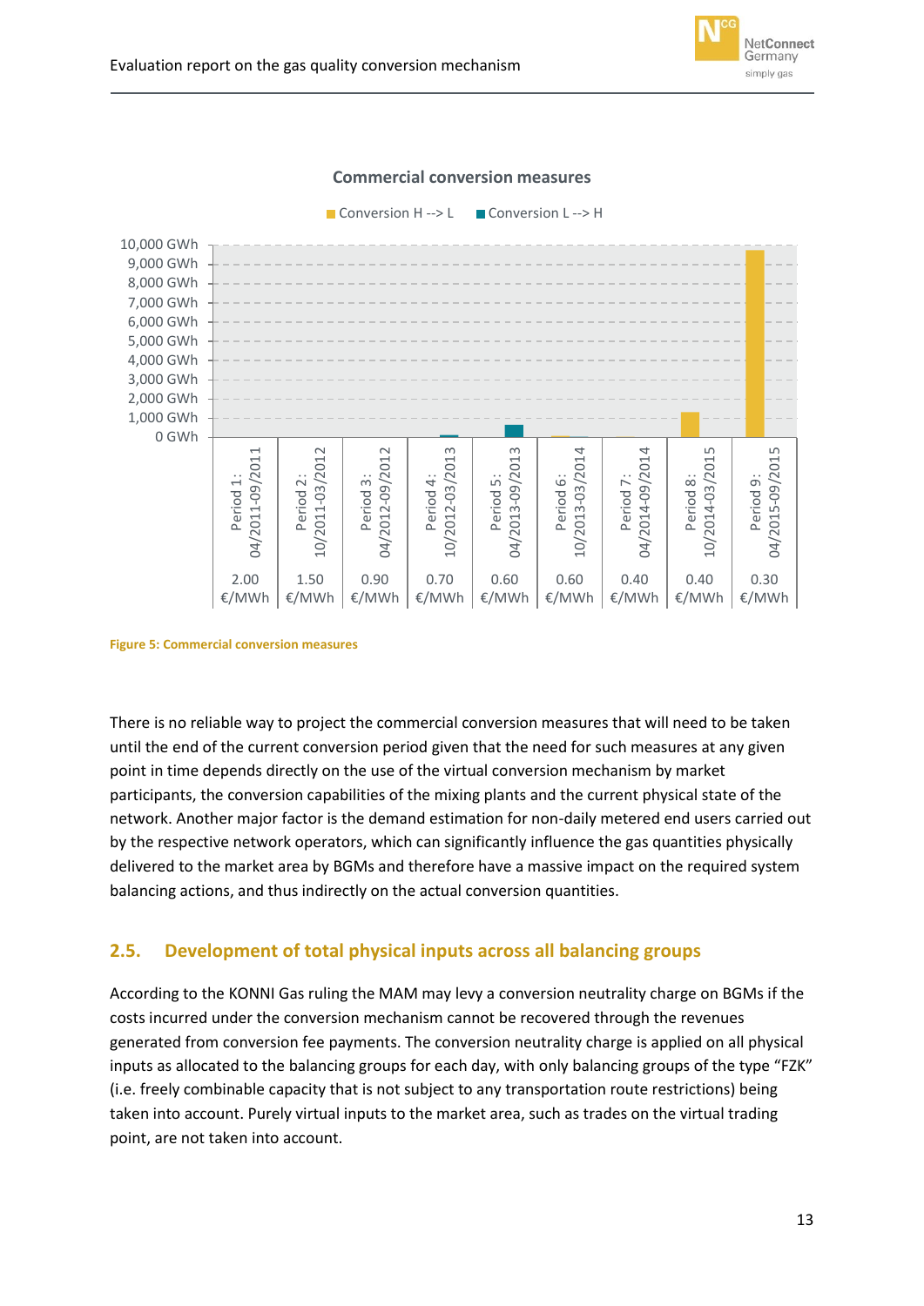**Commercial conversion measures**

Conversion H --> L ■ Conversion L --> H

| | Period 1: 04/2011-09/2011 | Period 2: 10/2011-03/2012 | Period 3: 04/2012-09/2012 | Period 4: 10/2012-03/2013 | Period 5: 04/2013-09/2013 | Period 6: 10/2013-03/2014 | Period 7: 04/2014-09/2014 | Period 8: 10/2014-03/2015 | Period 9: 04/2015-09/2015 |
|---|---|---|---|---|---|---|---|---|---|
| Conversion fee | 2.00 €/MWh | 1.50 €/MWh | 0.90 €/MWh | 0.70 €/MWh | 0.60 €/MWh | 0.60 €/MWh | 0.40 €/MWh | 0.40 €/MWh | 0.30 €/MWh |

Figure 5: Commercial conversion measures

There is no reliable way to project the commercial conversion measures that will need to be taken until the end of the current conversion period given that the need for such measures at any given point in time depends directly on the use of the virtual conversion mechanism by market participants, the conversion capabilities of the mixing plants and the current physical state of the network. Another major factor is the demand estimation for non-daily metered end users carried out by the respective network operators, which can significantly influence the gas quantities physically delivered to the market area by BGMs and therefore have a massive impact on the required system balancing actions, and thus indirectly on the actual conversion quantities.

## 2.5. Development of total physical inputs across all balancing groups

According to the KONNI Gas ruling the MAM may levy a conversion neutrality charge on BGMs if the costs incurred under the conversion mechanism cannot be recovered through the revenues generated from conversion fee payments. The conversion neutrality charge is applied on all physical inputs as allocated to the balancing groups for each day, with only balancing groups of the type "FZK" (i.e. freely combinable capacity that is not subject to any transportation route restrictions) being taken into account. Purely virtual inputs to the market area, such as trades on the virtual trading point, are not taken into account.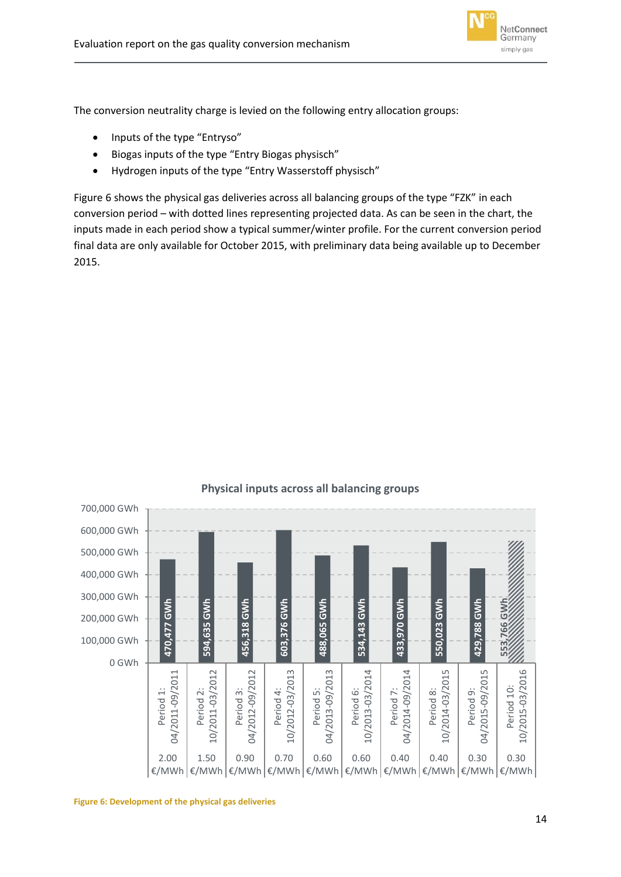The conversion neutrality charge is levied on the following entry allocation groups:

- Inputs of the type "Entryso"
- Biogas inputs of the type "Entry Biogas physisch"
- Hydrogen inputs of the type "Entry Wasserstoff physisch"

Figure 6 shows the physical gas deliveries across all balancing groups of the type "FZK" in each conversion period – with dotted lines representing projected data. As can be seen in the chart, the inputs made in each period show a typical summer/winter profile. For the current conversion period final data are only available for October 2015, with preliminary data being available up to December 2015.

**Physical inputs across all balancing groups**

| Period | Physical inputs | Charge |
|---|---|---|
| Period 1: 04/2011-09/2011 | 470,477 GWh | 2.00 €/MWh |
| Period 2: 10/2011-03/2012 | 594,635 GWh | 1.50 €/MWh |
| Period 3: 04/2012-09/2012 | 456,318 GWh | 0.90 €/MWh |
| Period 4: 10/2012-03/2013 | 603,376 GWh | 0.70 €/MWh |
| Period 5: 04/2013-09/2013 | 488,065 GWh | 0.60 €/MWh |
| Period 6: 10/2013-03/2014 | 534,143 GWh | 0.60 €/MWh |
| Period 7: 04/2014-09/2014 | 433,970 GWh | 0.40 €/MWh |
| Period 8: 10/2014-03/2015 | 550,023 GWh | 0.40 €/MWh |
| Period 9: 04/2015-09/2015 | 429,788 GWh | 0.30 €/MWh |
| Period 10: 10/2015-03/2016 | 553,766 GWh | 0.30 €/MWh |

Figure 6: Development of the physical gas deliveries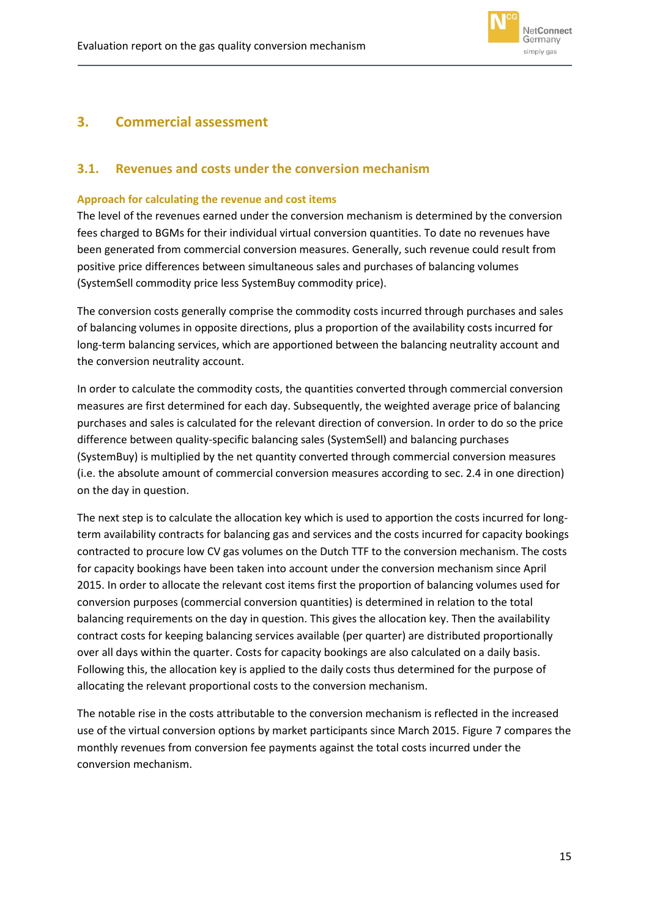# 3. Commercial assessment

## 3.1. Revenues and costs under the conversion mechanism

### Approach for calculating the revenue and cost items

The level of the revenues earned under the conversion mechanism is determined by the conversion fees charged to BGMs for their individual virtual conversion quantities. To date no revenues have been generated from commercial conversion measures. Generally, such revenue could result from positive price differences between simultaneous sales and purchases of balancing volumes (SystemSell commodity price less SystemBuy commodity price).

The conversion costs generally comprise the commodity costs incurred through purchases and sales of balancing volumes in opposite directions, plus a proportion of the availability costs incurred for long-term balancing services, which are apportioned between the balancing neutrality account and the conversion neutrality account.

In order to calculate the commodity costs, the quantities converted through commercial conversion measures are first determined for each day. Subsequently, the weighted average price of balancing purchases and sales is calculated for the relevant direction of conversion. In order to do so the price difference between quality-specific balancing sales (SystemSell) and balancing purchases (SystemBuy) is multiplied by the net quantity converted through commercial conversion measures (i.e. the absolute amount of commercial conversion measures according to sec. 2.4 in one direction) on the day in question.

The next step is to calculate the allocation key which is used to apportion the costs incurred for long-term availability contracts for balancing gas and services and the costs incurred for capacity bookings contracted to procure low CV gas volumes on the Dutch TTF to the conversion mechanism. The costs for capacity bookings have been taken into account under the conversion mechanism since April 2015. In order to allocate the relevant cost items first the proportion of balancing volumes used for conversion purposes (commercial conversion quantities) is determined in relation to the total balancing requirements on the day in question. This gives the allocation key. Then the availability contract costs for keeping balancing services available (per quarter) are distributed proportionally over all days within the quarter. Costs for capacity bookings are also calculated on a daily basis. Following this, the allocation key is applied to the daily costs thus determined for the purpose of allocating the relevant proportional costs to the conversion mechanism.

The notable rise in the costs attributable to the conversion mechanism is reflected in the increased use of the virtual conversion options by market participants since March 2015. Figure 7 compares the monthly revenues from conversion fee payments against the total costs incurred under the conversion mechanism.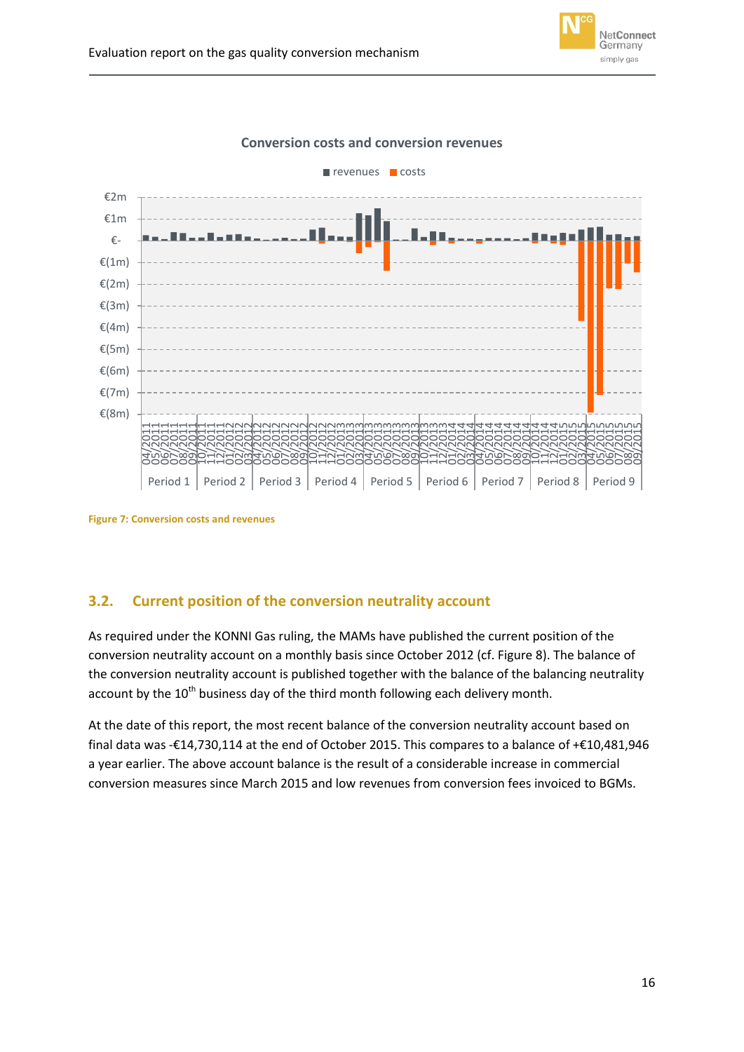Figure 7: Conversion costs and revenues

## 3.2. Current position of the conversion neutrality account

As required under the KONNI Gas ruling, the MAMs have published the current position of the conversion neutrality account on a monthly basis since October 2012 (cf. Figure 8). The balance of the conversion neutrality account is published together with the balance of the balancing neutrality account by the 10th business day of the third month following each delivery month.

At the date of this report, the most recent balance of the conversion neutrality account based on final data was -€14,730,114 at the end of October 2015. This compares to a balance of +€10,481,946 a year earlier. The above account balance is the result of a considerable increase in commercial conversion measures since March 2015 and low revenues from conversion fees invoiced to BGMs.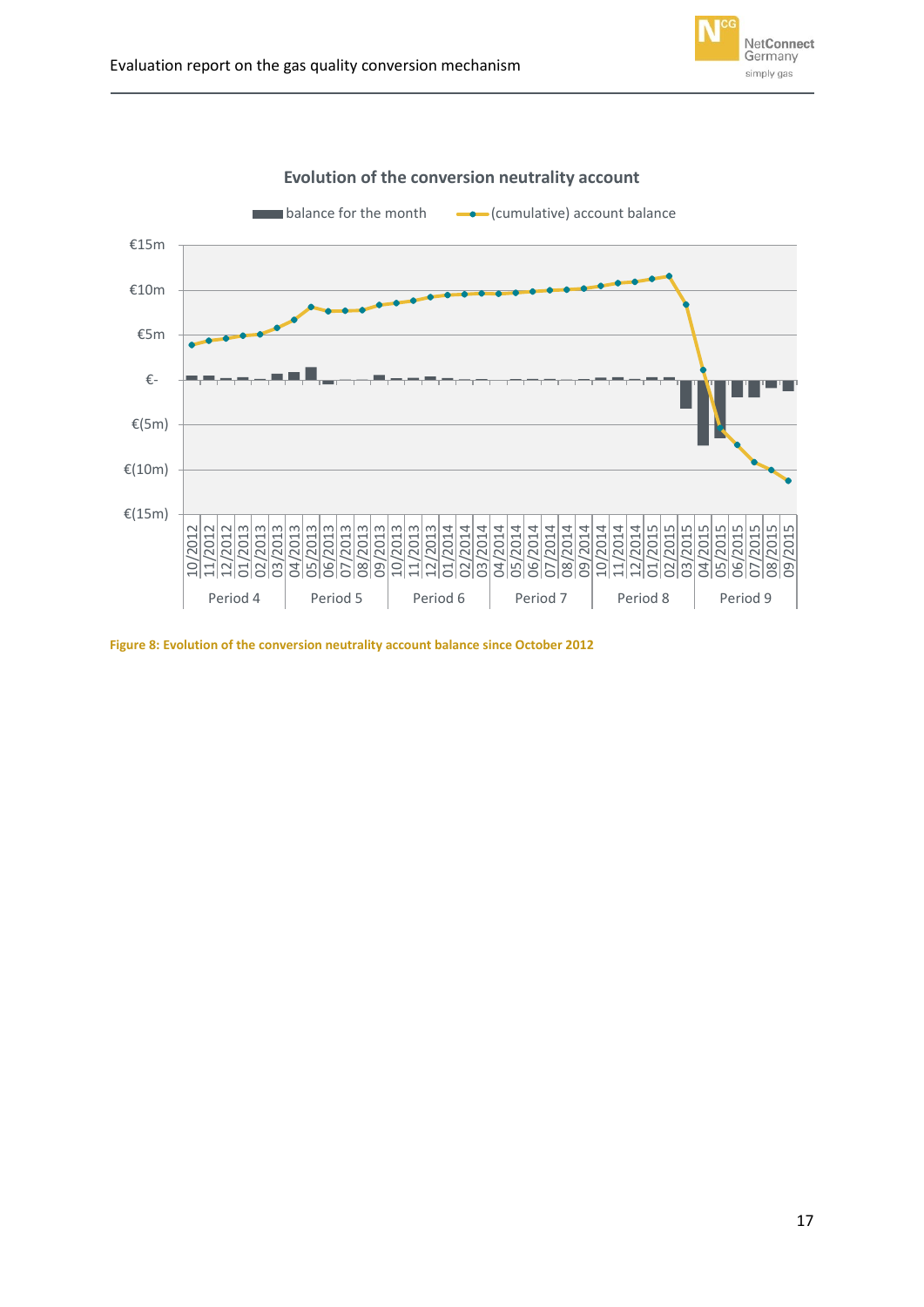Figure 8: Evolution of the conversion neutrality account balance since October 2012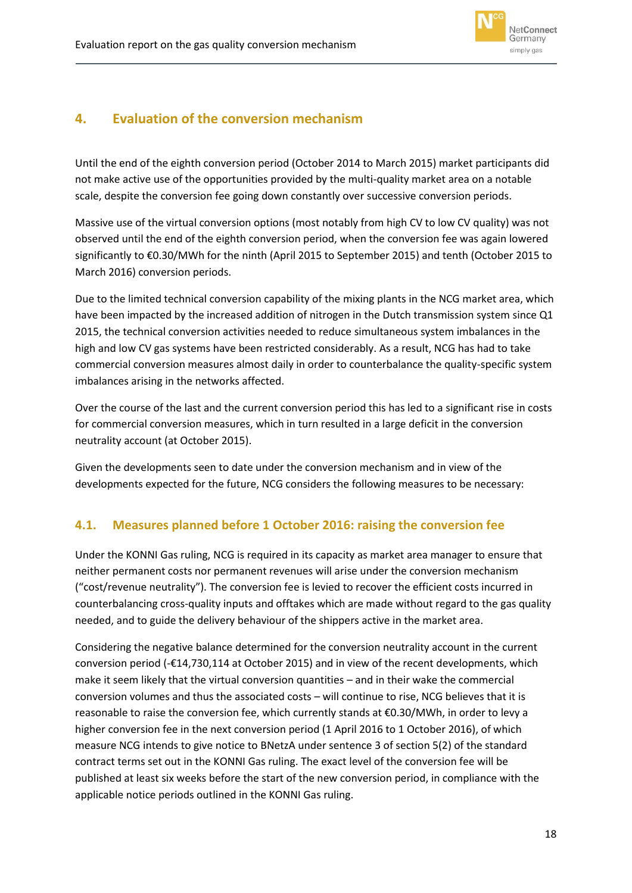## 4. Evaluation of the conversion mechanism

Until the end of the eighth conversion period (October 2014 to March 2015) market participants did not make active use of the opportunities provided by the multi-quality market area on a notable scale, despite the conversion fee going down constantly over successive conversion periods.

Massive use of the virtual conversion options (most notably from high CV to low CV quality) was not observed until the end of the eighth conversion period, when the conversion fee was again lowered significantly to €0.30/MWh for the ninth (April 2015 to September 2015) and tenth (October 2015 to March 2016) conversion periods.

Due to the limited technical conversion capability of the mixing plants in the NCG market area, which have been impacted by the increased addition of nitrogen in the Dutch transmission system since Q1 2015, the technical conversion activities needed to reduce simultaneous system imbalances in the high and low CV gas systems have been restricted considerably. As a result, NCG has had to take commercial conversion measures almost daily in order to counterbalance the quality-specific system imbalances arising in the networks affected.

Over the course of the last and the current conversion period this has led to a significant rise in costs for commercial conversion measures, which in turn resulted in a large deficit in the conversion neutrality account (at October 2015).

Given the developments seen to date under the conversion mechanism and in view of the developments expected for the future, NCG considers the following measures to be necessary:

### 4.1. Measures planned before 1 October 2016: raising the conversion fee

Under the KONNI Gas ruling, NCG is required in its capacity as market area manager to ensure that neither permanent costs nor permanent revenues will arise under the conversion mechanism ("cost/revenue neutrality"). The conversion fee is levied to recover the efficient costs incurred in counterbalancing cross-quality inputs and offtakes which are made without regard to the gas quality needed, and to guide the delivery behaviour of the shippers active in the market area.

Considering the negative balance determined for the conversion neutrality account in the current conversion period (-€14,730,114 at October 2015) and in view of the recent developments, which make it seem likely that the virtual conversion quantities – and in their wake the commercial conversion volumes and thus the associated costs – will continue to rise, NCG believes that it is reasonable to raise the conversion fee, which currently stands at €0.30/MWh, in order to levy a higher conversion fee in the next conversion period (1 April 2016 to 1 October 2016), of which measure NCG intends to give notice to BNetzA under sentence 3 of section 5(2) of the standard contract terms set out in the KONNI Gas ruling. The exact level of the conversion fee will be published at least six weeks before the start of the new conversion period, in compliance with the applicable notice periods outlined in the KONNI Gas ruling.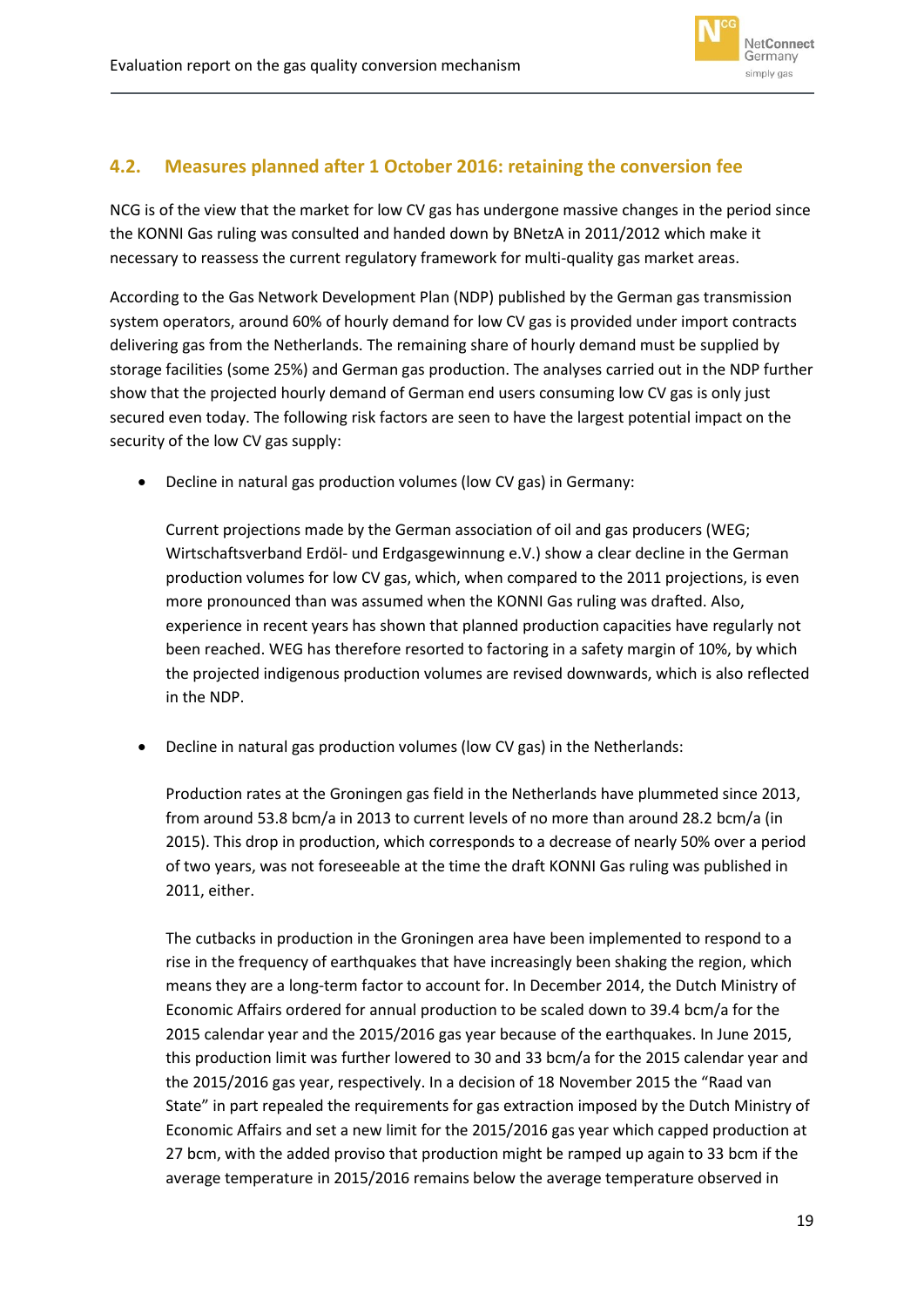## 4.2. Measures planned after 1 October 2016: retaining the conversion fee

NCG is of the view that the market for low CV gas has undergone massive changes in the period since the KONNI Gas ruling was consulted and handed down by BNetzA in 2011/2012 which make it necessary to reassess the current regulatory framework for multi-quality gas market areas.

According to the Gas Network Development Plan (NDP) published by the German gas transmission system operators, around 60% of hourly demand for low CV gas is provided under import contracts delivering gas from the Netherlands. The remaining share of hourly demand must be supplied by storage facilities (some 25%) and German gas production. The analyses carried out in the NDP further show that the projected hourly demand of German end users consuming low CV gas is only just secured even today. The following risk factors are seen to have the largest potential impact on the security of the low CV gas supply:

- Decline in natural gas production volumes (low CV gas) in Germany:

  Current projections made by the German association of oil and gas producers (WEG; Wirtschaftsverband Erdöl- und Erdgasgewinnung e.V.) show a clear decline in the German production volumes for low CV gas, which, when compared to the 2011 projections, is even more pronounced than was assumed when the KONNI Gas ruling was drafted. Also, experience in recent years has shown that planned production capacities have regularly not been reached. WEG has therefore resorted to factoring in a safety margin of 10%, by which the projected indigenous production volumes are revised downwards, which is also reflected in the NDP.

- Decline in natural gas production volumes (low CV gas) in the Netherlands:

  Production rates at the Groningen gas field in the Netherlands have plummeted since 2013, from around 53.8 bcm/a in 2013 to current levels of no more than around 28.2 bcm/a (in 2015). This drop in production, which corresponds to a decrease of nearly 50% over a period of two years, was not foreseeable at the time the draft KONNI Gas ruling was published in 2011, either.

  The cutbacks in production in the Groningen area have been implemented to respond to a rise in the frequency of earthquakes that have increasingly been shaking the region, which means they are a long-term factor to account for. In December 2014, the Dutch Ministry of Economic Affairs ordered for annual production to be scaled down to 39.4 bcm/a for the 2015 calendar year and the 2015/2016 gas year because of the earthquakes. In June 2015, this production limit was further lowered to 30 and 33 bcm/a for the 2015 calendar year and the 2015/2016 gas year, respectively. In a decision of 18 November 2015 the "Raad van State" in part repealed the requirements for gas extraction imposed by the Dutch Ministry of Economic Affairs and set a new limit for the 2015/2016 gas year which capped production at 27 bcm, with the added proviso that production might be ramped up again to 33 bcm if the average temperature in 2015/2016 remains below the average temperature observed in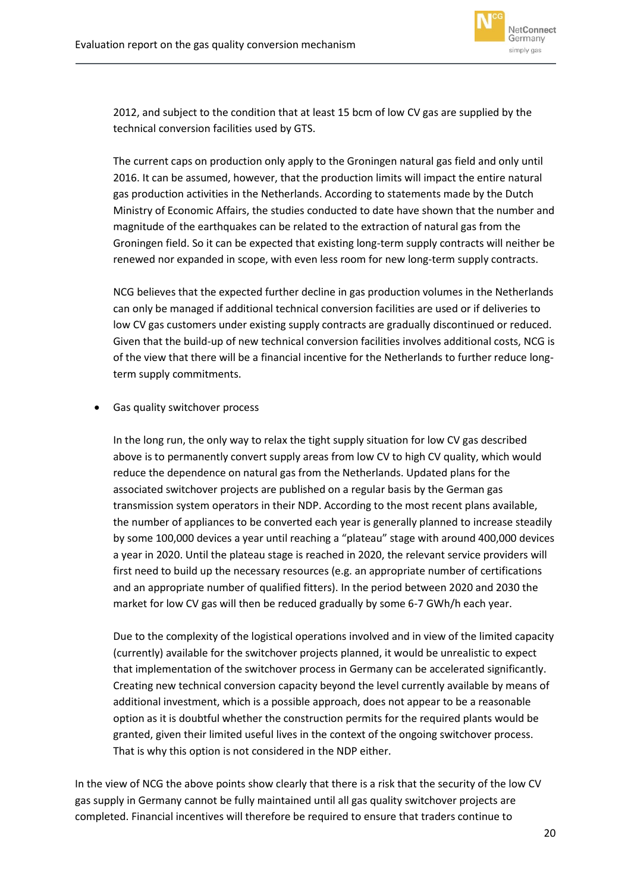2012, and subject to the condition that at least 15 bcm of low CV gas are supplied by the technical conversion facilities used by GTS.

The current caps on production only apply to the Groningen natural gas field and only until 2016. It can be assumed, however, that the production limits will impact the entire natural gas production activities in the Netherlands. According to statements made by the Dutch Ministry of Economic Affairs, the studies conducted to date have shown that the number and magnitude of the earthquakes can be related to the extraction of natural gas from the Groningen field. So it can be expected that existing long-term supply contracts will neither be renewed nor expanded in scope, with even less room for new long-term supply contracts.

NCG believes that the expected further decline in gas production volumes in the Netherlands can only be managed if additional technical conversion facilities are used or if deliveries to low CV gas customers under existing supply contracts are gradually discontinued or reduced. Given that the build-up of new technical conversion facilities involves additional costs, NCG is of the view that there will be a financial incentive for the Netherlands to further reduce long-term supply commitments.

- Gas quality switchover process

  In the long run, the only way to relax the tight supply situation for low CV gas described above is to permanently convert supply areas from low CV to high CV quality, which would reduce the dependence on natural gas from the Netherlands. Updated plans for the associated switchover projects are published on a regular basis by the German gas transmission system operators in their NDP. According to the most recent plans available, the number of appliances to be converted each year is generally planned to increase steadily by some 100,000 devices a year until reaching a "plateau" stage with around 400,000 devices a year in 2020. Until the plateau stage is reached in 2020, the relevant service providers will first need to build up the necessary resources (e.g. an appropriate number of certifications and an appropriate number of qualified fitters). In the period between 2020 and 2030 the market for low CV gas will then be reduced gradually by some 6-7 GWh/h each year.

  Due to the complexity of the logistical operations involved and in view of the limited capacity (currently) available for the switchover projects planned, it would be unrealistic to expect that implementation of the switchover process in Germany can be accelerated significantly. Creating new technical conversion capacity beyond the level currently available by means of additional investment, which is a possible approach, does not appear to be a reasonable option as it is doubtful whether the construction permits for the required plants would be granted, given their limited useful lives in the context of the ongoing switchover process. That is why this option is not considered in the NDP either.

In the view of NCG the above points show clearly that there is a risk that the security of the low CV gas supply in Germany cannot be fully maintained until all gas quality switchover projects are completed. Financial incentives will therefore be required to ensure that traders continue to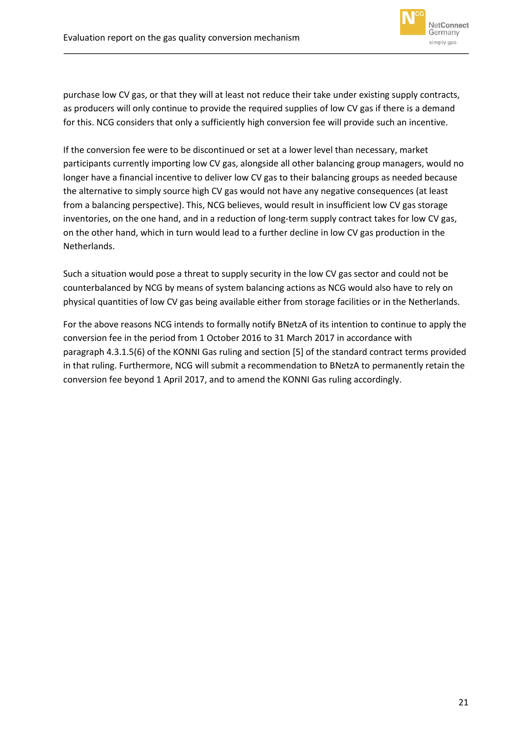purchase low CV gas, or that they will at least not reduce their take under existing supply contracts, as producers will only continue to provide the required supplies of low CV gas if there is a demand for this. NCG considers that only a sufficiently high conversion fee will provide such an incentive.

If the conversion fee were to be discontinued or set at a lower level than necessary, market participants currently importing low CV gas, alongside all other balancing group managers, would no longer have a financial incentive to deliver low CV gas to their balancing groups as needed because the alternative to simply source high CV gas would not have any negative consequences (at least from a balancing perspective). This, NCG believes, would result in insufficient low CV gas storage inventories, on the one hand, and in a reduction of long-term supply contract takes for low CV gas, on the other hand, which in turn would lead to a further decline in low CV gas production in the Netherlands.

Such a situation would pose a threat to supply security in the low CV gas sector and could not be counterbalanced by NCG by means of system balancing actions as NCG would also have to rely on physical quantities of low CV gas being available either from storage facilities or in the Netherlands.

For the above reasons NCG intends to formally notify BNetzA of its intention to continue to apply the conversion fee in the period from 1 October 2016 to 31 March 2017 in accordance with paragraph 4.3.1.5(6) of the KONNI Gas ruling and section [5] of the standard contract terms provided in that ruling. Furthermore, NCG will submit a recommendation to BNetzA to permanently retain the conversion fee beyond 1 April 2017, and to amend the KONNI Gas ruling accordingly.